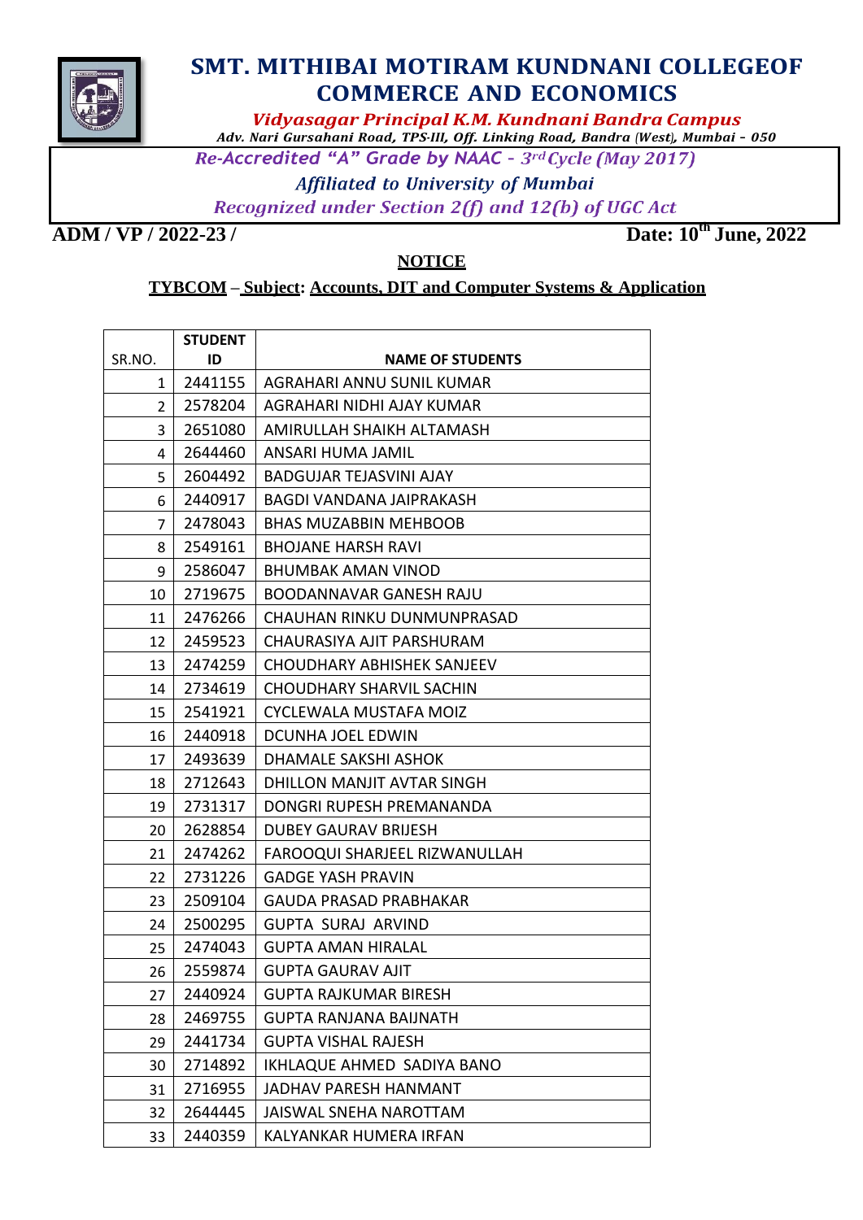# SMT. MITHIBAI MOTIRAM KUNDNANI COLLEGEOF COMMERCE AND ECONOMICS

*Vidyasagar Principal K.M. Kundnani Bandra Campus*

*Adv. Nari Gursahani Road, TPS-III, Off. Linking Road, Bandra (West), Mumbai – 050*

*Re-Accredited "A" Grade by NAAC – 3rd Cycle (May 2017)*

*Affiliated to University of Mumbai*

*Recognized under Section 2(f) and 12(b) of UGC Act*

**ADM / VP / 2022-23 /** **Date: 10th June, 2022**

## NOTICE

**TYBCOM – Subject: Accounts, DIT and Computer Systems & Application**

| SR.NO. | STUDENT ID | NAME OF STUDENTS |
|---|---|---|
| 1 | 2441155 | AGRAHARI ANNU SUNIL KUMAR |
| 2 | 2578204 | AGRAHARI NIDHI AJAY KUMAR |
| 3 | 2651080 | AMIRULLAH SHAIKH ALTAMASH |
| 4 | 2644460 | ANSARI HUMA JAMIL |
| 5 | 2604492 | BADGUJAR TEJASVINI AJAY |
| 6 | 2440917 | BAGDI VANDANA JAIPRAKASH |
| 7 | 2478043 | BHAS MUZABBIN MEHBOOB |
| 8 | 2549161 | BHOJANE HARSH RAVI |
| 9 | 2586047 | BHUMBAK AMAN VINOD |
| 10 | 2719675 | BOODANNAVAR GANESH RAJU |
| 11 | 2476266 | CHAUHAN RINKU DUNMUNPRASAD |
| 12 | 2459523 | CHAURASIYA AJIT PARSHURAM |
| 13 | 2474259 | CHOUDHARY ABHISHEK SANJEEV |
| 14 | 2734619 | CHOUDHARY SHARVIL SACHIN |
| 15 | 2541921 | CYCLEWALA MUSTAFA MOIZ |
| 16 | 2440918 | DCUNHA JOEL EDWIN |
| 17 | 2493639 | DHAMALE SAKSHI ASHOK |
| 18 | 2712643 | DHILLON MANJIT AVTAR SINGH |
| 19 | 2731317 | DONGRI RUPESH PREMANANDA |
| 20 | 2628854 | DUBEY GAURAV BRIJESH |
| 21 | 2474262 | FAROOQUI SHARJEEL RIZWANULLAH |
| 22 | 2731226 | GADGE YASH PRAVIN |
| 23 | 2509104 | GAUDA PRASAD PRABHAKAR |
| 24 | 2500295 | GUPTA SURAJ ARVIND |
| 25 | 2474043 | GUPTA AMAN HIRALAL |
| 26 | 2559874 | GUPTA GAURAV AJIT |
| 27 | 2440924 | GUPTA RAJKUMAR BIRESH |
| 28 | 2469755 | GUPTA RANJANA BAIJNATH |
| 29 | 2441734 | GUPTA VISHAL RAJESH |
| 30 | 2714892 | IKHLAQUE AHMED SADIYA BANO |
| 31 | 2716955 | JADHAV PARESH HANMANT |
| 32 | 2644445 | JAISWAL SNEHA NAROTTAM |
| 33 | 2440359 | KALYANKAR HUMERA IRFAN |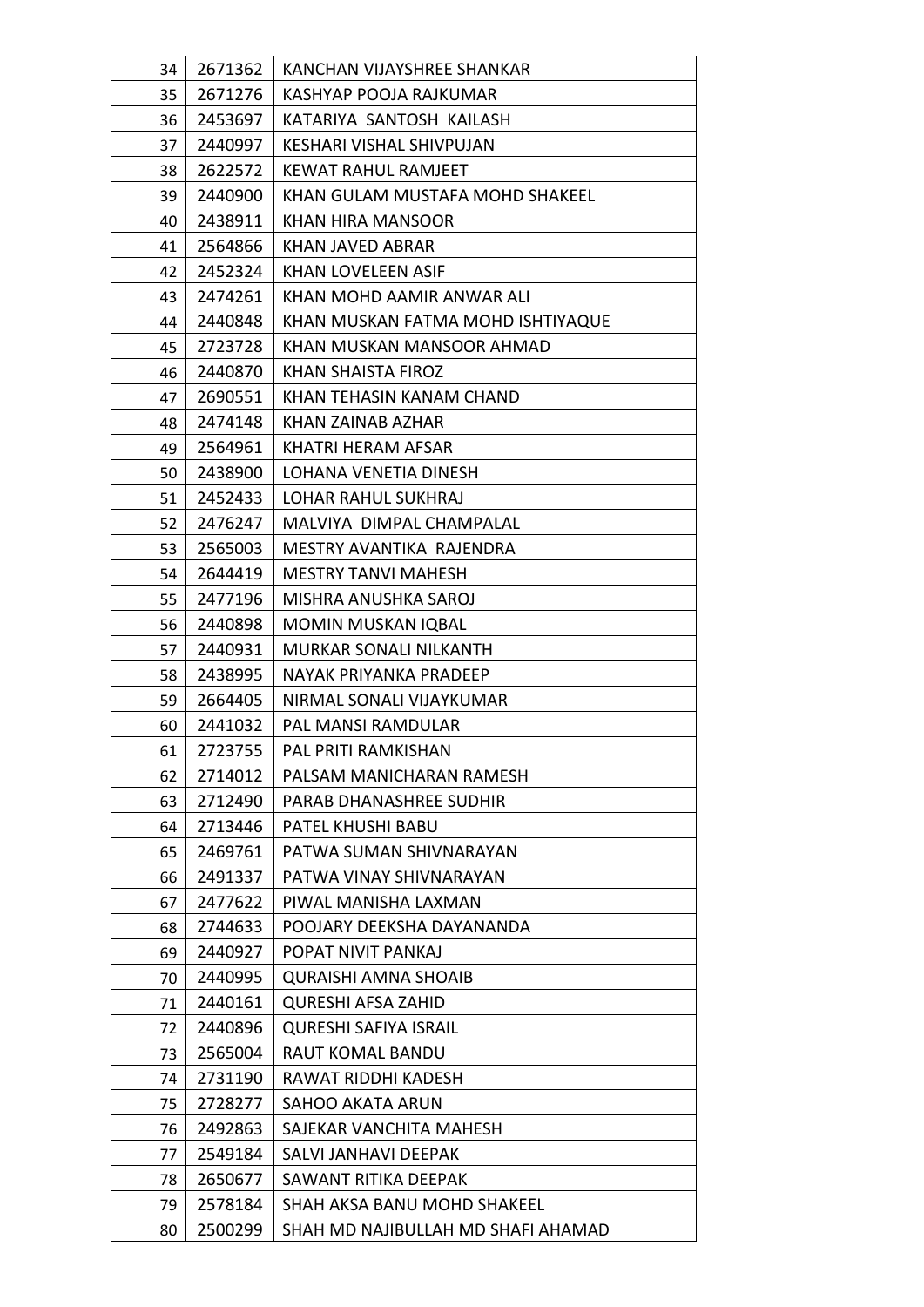| | | |
|---|---|---|
| 34 | 2671362 | KANCHAN VIJAYSHREE SHANKAR |
| 35 | 2671276 | KASHYAP POOJA RAJKUMAR |
| 36 | 2453697 | KATARIYA SANTOSH KAILASH |
| 37 | 2440997 | KESHARI VISHAL SHIVPUJAN |
| 38 | 2622572 | KEWAT RAHUL RAMJEET |
| 39 | 2440900 | KHAN GULAM MUSTAFA MOHD SHAKEEL |
| 40 | 2438911 | KHAN HIRA MANSOOR |
| 41 | 2564866 | KHAN JAVED ABRAR |
| 42 | 2452324 | KHAN LOVELEEN ASIF |
| 43 | 2474261 | KHAN MOHD AAMIR ANWAR ALI |
| 44 | 2440848 | KHAN MUSKAN FATMA MOHD ISHTIYAQUE |
| 45 | 2723728 | KHAN MUSKAN MANSOOR AHMAD |
| 46 | 2440870 | KHAN SHAISTA FIROZ |
| 47 | 2690551 | KHAN TEHASIN KANAM CHAND |
| 48 | 2474148 | KHAN ZAINAB AZHAR |
| 49 | 2564961 | KHATRI HERAM AFSAR |
| 50 | 2438900 | LOHANA VENETIA DINESH |
| 51 | 2452433 | LOHAR RAHUL SUKHRAJ |
| 52 | 2476247 | MALVIYA DIMPAL CHAMPALAL |
| 53 | 2565003 | MESTRY AVANTIKA RAJENDRA |
| 54 | 2644419 | MESTRY TANVI MAHESH |
| 55 | 2477196 | MISHRA ANUSHKA SAROJ |
| 56 | 2440898 | MOMIN MUSKAN IQBAL |
| 57 | 2440931 | MURKAR SONALI NILKANTH |
| 58 | 2438995 | NAYAK PRIYANKA PRADEEP |
| 59 | 2664405 | NIRMAL SONALI VIJAYKUMAR |
| 60 | 2441032 | PAL MANSI RAMDULAR |
| 61 | 2723755 | PAL PRITI RAMKISHAN |
| 62 | 2714012 | PALSAM MANICHARAN RAMESH |
| 63 | 2712490 | PARAB DHANASHREE SUDHIR |
| 64 | 2713446 | PATEL KHUSHI BABU |
| 65 | 2469761 | PATWA SUMAN SHIVNARAYAN |
| 66 | 2491337 | PATWA VINAY SHIVNARAYAN |
| 67 | 2477622 | PIWAL MANISHA LAXMAN |
| 68 | 2744633 | POOJARY DEEKSHA DAYANANDA |
| 69 | 2440927 | POPAT NIVIT PANKAJ |
| 70 | 2440995 | QURAISHI AMNA SHOAIB |
| 71 | 2440161 | QURESHI AFSA ZAHID |
| 72 | 2440896 | QURESHI SAFIYA ISRAIL |
| 73 | 2565004 | RAUT KOMAL BANDU |
| 74 | 2731190 | RAWAT RIDDHI KADESH |
| 75 | 2728277 | SAHOO AKATA ARUN |
| 76 | 2492863 | SAJEKAR VANCHITA MAHESH |
| 77 | 2549184 | SALVI JANHAVI DEEPAK |
| 78 | 2650677 | SAWANT RITIKA DEEPAK |
| 79 | 2578184 | SHAH AKSA BANU MOHD SHAKEEL |
| 80 | 2500299 | SHAH MD NAJIBULLAH MD SHAFI AHAMAD |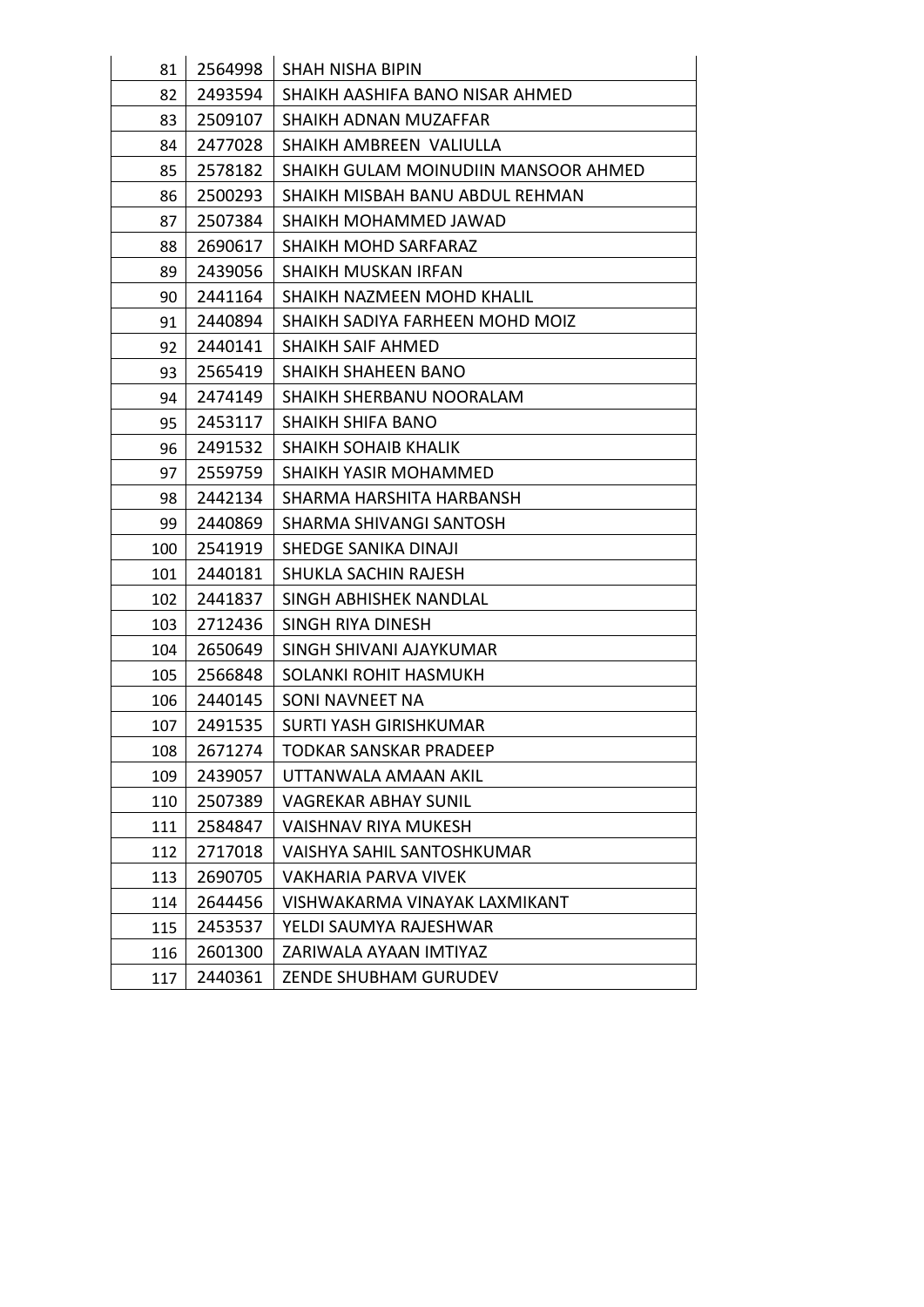| | | |
|---|---|---|
| 81 | 2564998 | SHAH NISHA BIPIN |
| 82 | 2493594 | SHAIKH AASHIFA BANO NISAR AHMED |
| 83 | 2509107 | SHAIKH ADNAN MUZAFFAR |
| 84 | 2477028 | SHAIKH AMBREEN VALIULLA |
| 85 | 2578182 | SHAIKH GULAM MOINUDIIN MANSOOR AHMED |
| 86 | 2500293 | SHAIKH MISBAH BANU ABDUL REHMAN |
| 87 | 2507384 | SHAIKH MOHAMMED JAWAD |
| 88 | 2690617 | SHAIKH MOHD SARFARAZ |
| 89 | 2439056 | SHAIKH MUSKAN IRFAN |
| 90 | 2441164 | SHAIKH NAZMEEN MOHD KHALIL |
| 91 | 2440894 | SHAIKH SADIYA FARHEEN MOHD MOIZ |
| 92 | 2440141 | SHAIKH SAIF AHMED |
| 93 | 2565419 | SHAIKH SHAHEEN BANO |
| 94 | 2474149 | SHAIKH SHERBANU NOORALAM |
| 95 | 2453117 | SHAIKH SHIFA BANO |
| 96 | 2491532 | SHAIKH SOHAIB KHALIK |
| 97 | 2559759 | SHAIKH YASIR MOHAMMED |
| 98 | 2442134 | SHARMA HARSHITA HARBANSH |
| 99 | 2440869 | SHARMA SHIVANGI SANTOSH |
| 100 | 2541919 | SHEDGE SANIKA DINAJI |
| 101 | 2440181 | SHUKLA SACHIN RAJESH |
| 102 | 2441837 | SINGH ABHISHEK NANDLAL |
| 103 | 2712436 | SINGH RIYA DINESH |
| 104 | 2650649 | SINGH SHIVANI AJAYKUMAR |
| 105 | 2566848 | SOLANKI ROHIT HASMUKH |
| 106 | 2440145 | SONI NAVNEET NA |
| 107 | 2491535 | SURTI YASH GIRISHKUMAR |
| 108 | 2671274 | TODKAR SANSKAR PRADEEP |
| 109 | 2439057 | UTTANWALA AMAAN AKIL |
| 110 | 2507389 | VAGREKAR ABHAY SUNIL |
| 111 | 2584847 | VAISHNAV RIYA MUKESH |
| 112 | 2717018 | VAISHYA SAHIL SANTOSHKUMAR |
| 113 | 2690705 | VAKHARIA PARVA VIVEK |
| 114 | 2644456 | VISHWAKARMA VINAYAK LAXMIKANT |
| 115 | 2453537 | YELDI SAUMYA RAJESHWAR |
| 116 | 2601300 | ZARIWALA AYAAN IMTIYAZ |
| 117 | 2440361 | ZENDE SHUBHAM GURUDEV |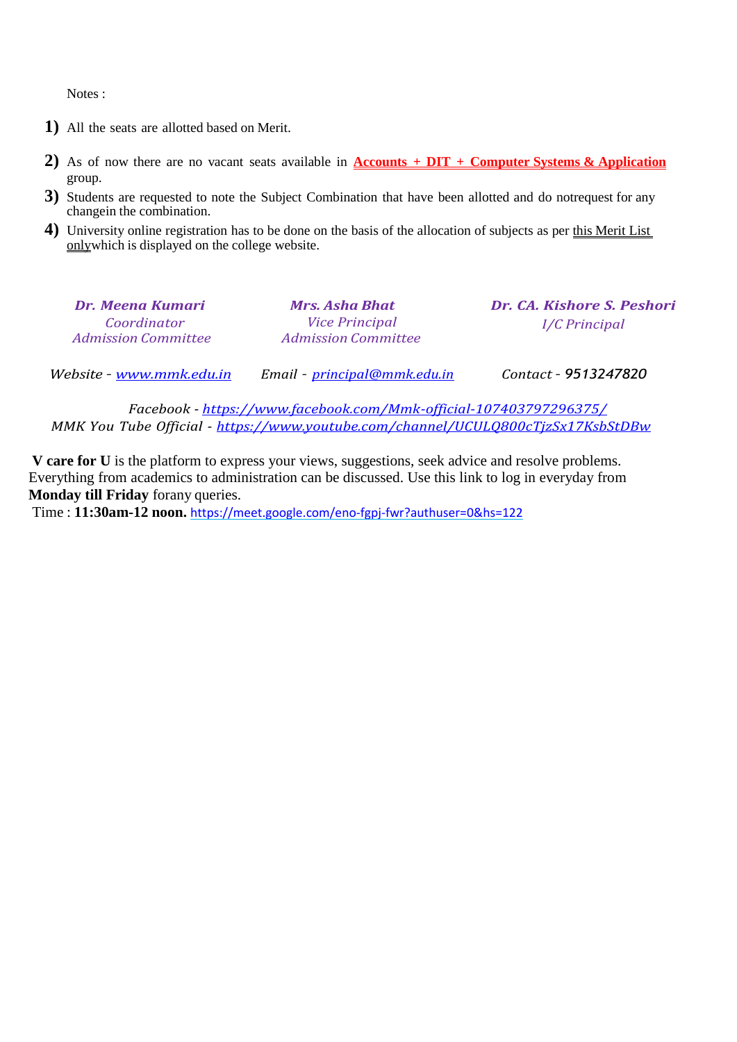Notes :

1) All the seats are allotted based on Merit.

2) As of now there are no vacant seats available in **Accounts + DIT + Computer Systems & Application** group.

3) Students are requested to note the Subject Combination that have been allotted and do notrequest for any changein the combination.

4) University online registration has to be done on the basis of the allocation of subjects as per this Merit List onlywhich is displayed on the college website.

| | | |
|---|---|---|
| ***Dr. Meena Kumari*** | ***Mrs. Asha Bhat*** | ***Dr. CA. Kishore S. Peshori*** |
| *Coordinator* | *Vice Principal* | *I/C Principal* |
| *Admission Committee* | *Admission Committee* | |

*Website - www.mmk.edu.in* *Email - principal@mmk.edu.in* *Contact - 9513247820*

*Facebook - https://www.facebook.com/Mmk-official-107403797296375/*
*MMK You Tube Official - https://www.youtube.com/channel/UCULQ800cTjzSx17KsbStDBw*

**V care for U** is the platform to express your views, suggestions, seek advice and resolve problems. Everything from academics to administration can be discussed. Use this link to log in everyday from **Monday till Friday** forany queries.
Time : **11:30am-12 noon.** https://meet.google.com/eno-fgpj-fwr?authuser=0&hs=122